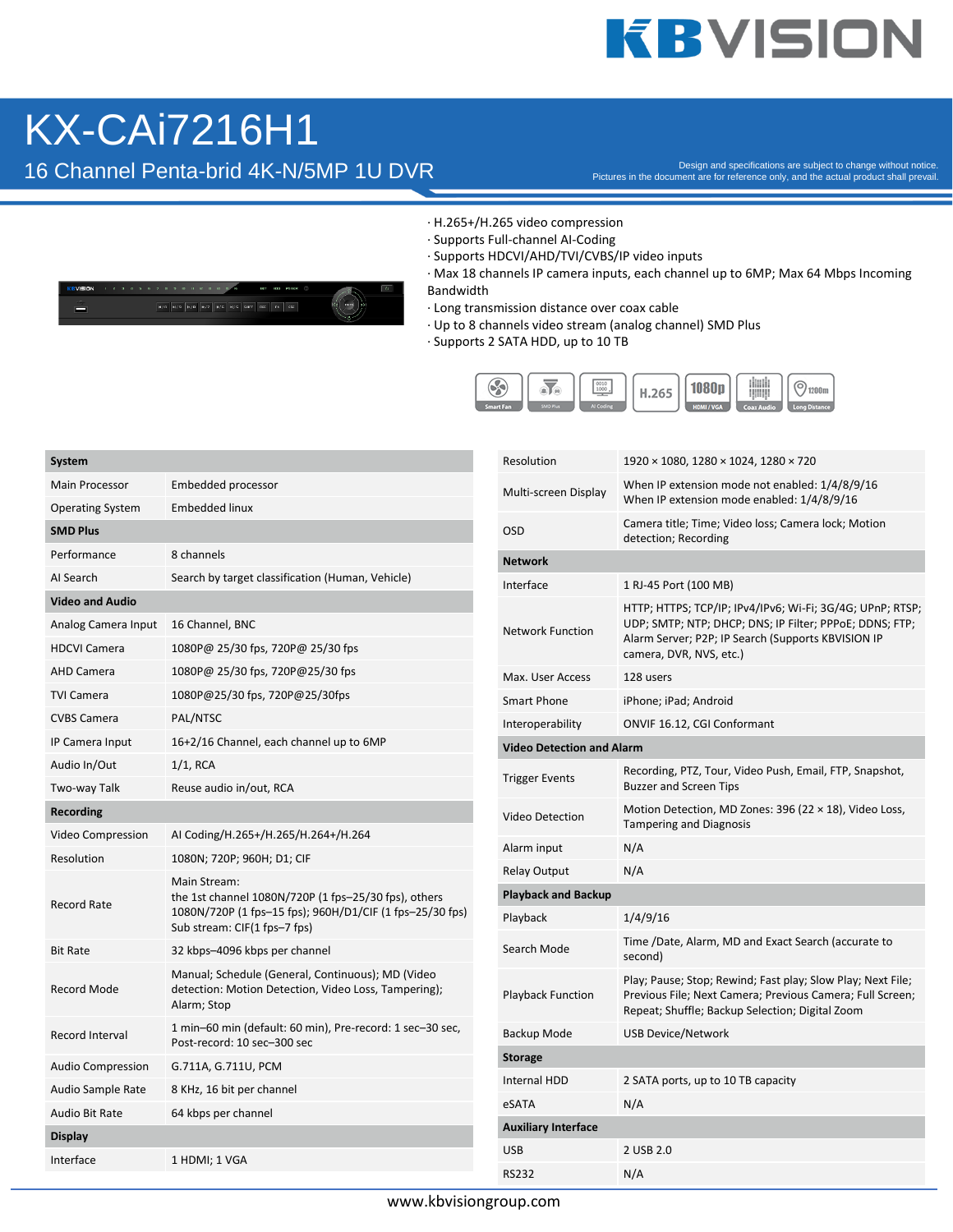# KX-CAi7216H1

## 16 Channel Penta-brid 4K-N/5MP 1U DVR

Design and specifications are subject to change without notice.
Pictures in the document are for reference only, and the actual product shall prevail.

- H.265+/H.265 video compression
- Supports Full-channel AI-Coding
- Supports HDCVI/AHD/TVI/CVBS/IP video inputs
- Max 18 channels IP camera inputs, each channel up to 6MP; Max 64 Mbps Incoming Bandwidth
- Long transmission distance over coax cable
- Up to 8 channels video stream (analog channel) SMD Plus
- Supports 2 SATA HDD, up to 10 TB

| **System** | |
|---|---|
| Main Processor | Embedded processor |
| Operating System | Embedded linux |
| **SMD Plus** | |
| Performance | 8 channels |
| AI Search | Search by target classification (Human, Vehicle) |
| **Video and Audio** | |
| Analog Camera Input | 16 Channel, BNC |
| HDCVI Camera | 1080P@ 25/30 fps, 720P@ 25/30 fps |
| AHD Camera | 1080P@ 25/30 fps, 720P@25/30 fps |
| TVI Camera | 1080P@25/30 fps, 720P@25/30fps |
| CVBS Camera | PAL/NTSC |
| IP Camera Input | 16+2/16 Channel, each channel up to 6MP |
| Audio In/Out | 1/1, RCA |
| Two-way Talk | Reuse audio in/out, RCA |
| **Recording** | |
| Video Compression | AI Coding/H.265+/H.265/H.264+/H.264 |
| Resolution | 1080N; 720P; 960H; D1; CIF |
| Record Rate | Main Stream: the 1st channel 1080N/720P (1 fps–25/30 fps), others 1080N/720P (1 fps–15 fps); 960H/D1/CIF (1 fps–25/30 fps) Sub stream: CIF(1 fps–7 fps) |
| Bit Rate | 32 kbps–4096 kbps per channel |
| Record Mode | Manual; Schedule (General, Continuous); MD (Video detection: Motion Detection, Video Loss, Tampering); Alarm; Stop |
| Record Interval | 1 min–60 min (default: 60 min), Pre-record: 1 sec–30 sec, Post-record: 10 sec–300 sec |
| Audio Compression | G.711A, G.711U, PCM |
| Audio Sample Rate | 8 KHz, 16 bit per channel |
| Audio Bit Rate | 64 kbps per channel |
| **Display** | |
| Interface | 1 HDMI; 1 VGA |
| Resolution | 1920 × 1080, 1280 × 1024, 1280 × 720 |
| Multi-screen Display | When IP extension mode not enabled: 1/4/8/9/16 When IP extension mode enabled: 1/4/8/9/16 |
| OSD | Camera title; Time; Video loss; Camera lock; Motion detection; Recording |
| **Network** | |
| Interface | 1 RJ-45 Port (100 MB) |
| Network Function | HTTP; HTTPS; TCP/IP; IPv4/IPv6; Wi-Fi; 3G/4G; UPnP; RTSP; UDP; SMTP; NTP; DHCP; DNS; IP Filter; PPPoE; DDNS; FTP; Alarm Server; P2P; IP Search (Supports KBVISION IP camera, DVR, NVS, etc.) |
| Max. User Access | 128 users |
| Smart Phone | iPhone; iPad; Android |
| Interoperability | ONVIF 16.12, CGI Conformant |
| **Video Detection and Alarm** | |
| Trigger Events | Recording, PTZ, Tour, Video Push, Email, FTP, Snapshot, Buzzer and Screen Tips |
| Video Detection | Motion Detection, MD Zones: 396 (22 × 18), Video Loss, Tampering and Diagnosis |
| Alarm input | N/A |
| Relay Output | N/A |
| **Playback and Backup** | |
| Playback | 1/4/9/16 |
| Search Mode | Time /Date, Alarm, MD and Exact Search (accurate to second) |
| Playback Function | Play; Pause; Stop; Rewind; Fast play; Slow Play; Next File; Previous File; Next Camera; Previous Camera; Full Screen; Repeat; Shuffle; Backup Selection; Digital Zoom |
| Backup Mode | USB Device/Network |
| **Storage** | |
| Internal HDD | 2 SATA ports, up to 10 TB capacity |
| eSATA | N/A |
| **Auxiliary Interface** | |
| USB | 2 USB 2.0 |
| RS232 | N/A |

www.kbvisiongroup.com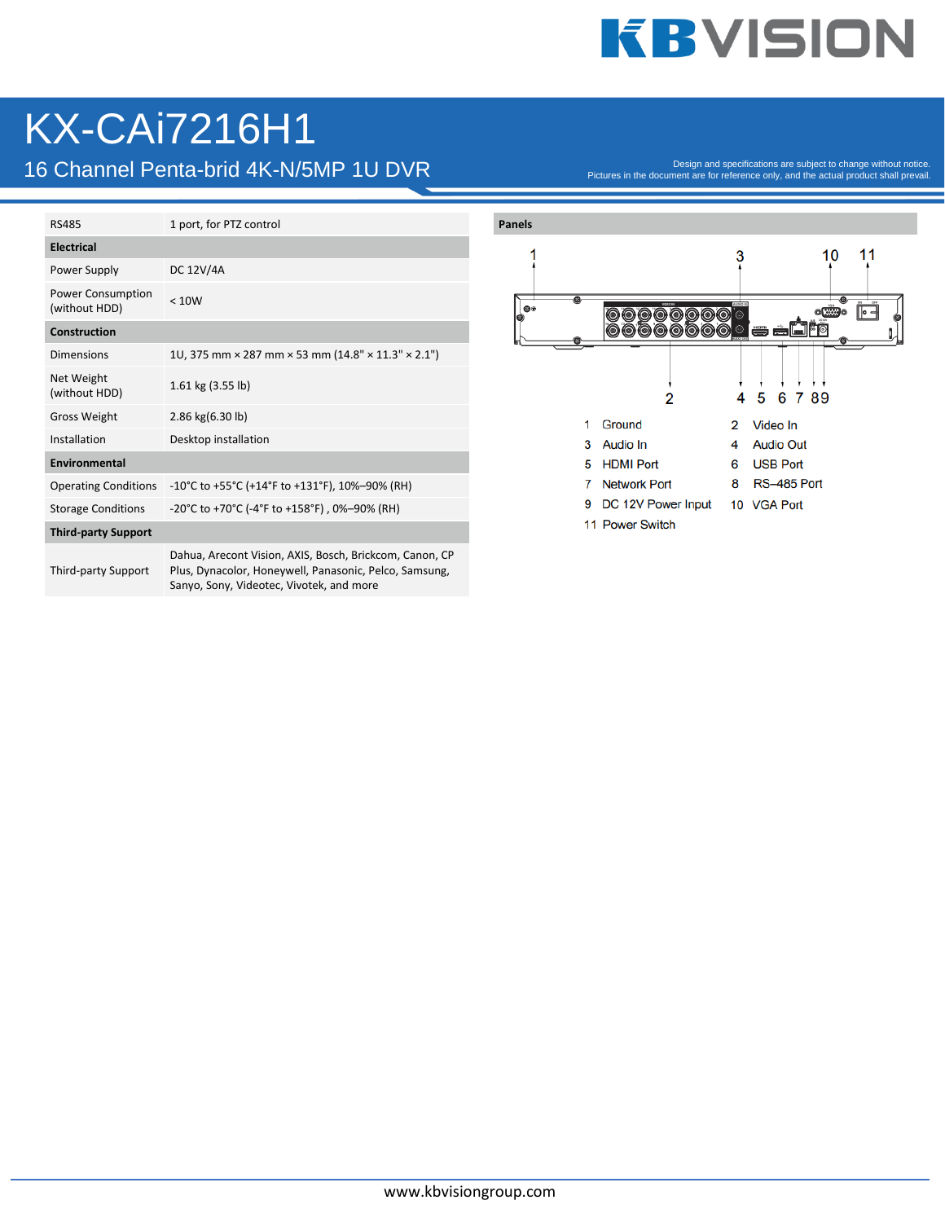# KX-CAi7216H1

16 Channel Penta-brid 4K-N/5MP 1U DVR

Design and specifications are subject to change without notice.
Pictures in the document are for reference only, and the actual product shall prevail.

| | |
|---|---|
| RS485 | 1 port, for PTZ control |
| **Electrical** | |
| Power Supply | DC 12V/4A |
| Power Consumption (without HDD) | < 10W |
| **Construction** | |
| Dimensions | 1U, 375 mm × 287 mm × 53 mm (14.8" × 11.3" × 2.1") |
| Net Weight (without HDD) | 1.61 kg (3.55 lb) |
| Gross Weight | 2.86 kg(6.30 lb) |
| Installation | Desktop installation |
| **Environmental** | |
| Operating Conditions | -10°C to +55°C (+14°F to +131°F), 10%–90% (RH) |
| Storage Conditions | -20°C to +70°C (-4°F to +158°F) , 0%–90% (RH) |
| **Third-party Support** | |
| Third-party Support | Dahua, Arecont Vision, AXIS, Bosch, Brickcom, Canon, CP Plus, Dynacolor, Honeywell, Panasonic, Pelco, Samsung, Sanyo, Sony, Videotec, Vivotek, and more |

**Panels**

1 3 10 11

2 4 5 6 7 8 9

| | | | |
|---|---|---|---|
| 1 | Ground | 2 | Video In |
| 3 | Audio In | 4 | Audio Out |
| 5 | HDMI Port | 6 | USB Port |
| 7 | Network Port | 8 | RS–485 Port |
| 9 | DC 12V Power Input | 10 | VGA Port |
| 11 | Power Switch | | |

www.kbvisiongroup.com